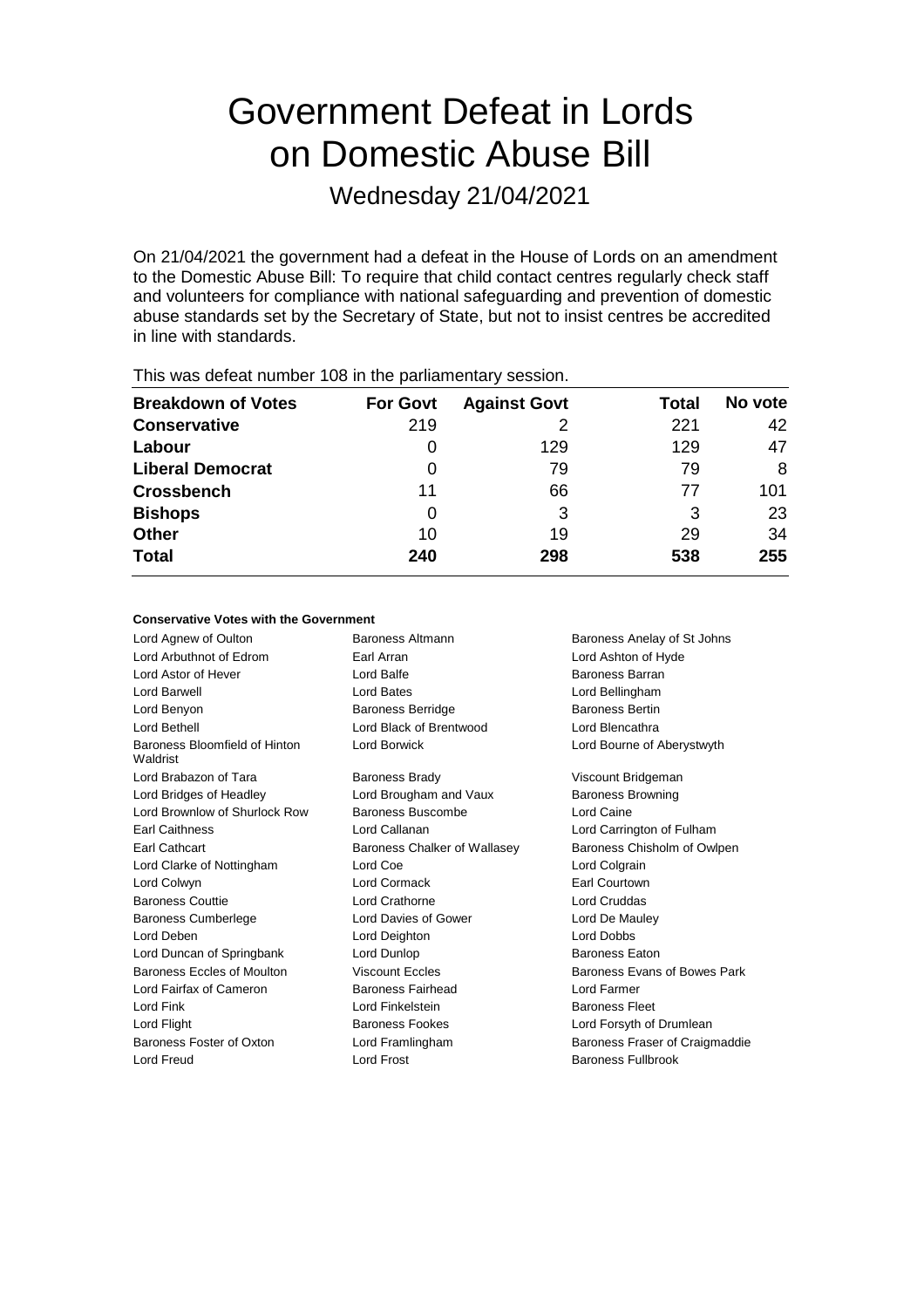# Government Defeat in Lords on Domestic Abuse Bill

Wednesday 21/04/2021

On 21/04/2021 the government had a defeat in the House of Lords on an amendment to the Domestic Abuse Bill: To require that child contact centres regularly check staff and volunteers for compliance with national safeguarding and prevention of domestic abuse standards set by the Secretary of State, but not to insist centres be accredited in line with standards.

This was defeat number 108 in the parliamentary session.

| Breakdown of Votes | For Govt | Against Govt | Total | No vote |
|---|---|---|---|---|
| **Conservative** | 219 | 2 | 221 | 42 |
| **Labour** | 0 | 129 | 129 | 47 |
| **Liberal Democrat** | 0 | 79 | 79 | 8 |
| **Crossbench** | 11 | 66 | 77 | 101 |
| **Bishops** | 0 | 3 | 3 | 23 |
| **Other** | 10 | 19 | 29 | 34 |
| **Total** | **240** | **298** | **538** | **255** |

#### Conservative Votes with the Government

| | | |
|---|---|---|
| Lord Agnew of Oulton | Baroness Altmann | Baroness Anelay of St Johns |
| Lord Arbuthnot of Edrom | Earl Arran | Lord Ashton of Hyde |
| Lord Astor of Hever | Lord Balfe | Baroness Barran |
| Lord Barwell | Lord Bates | Lord Bellingham |
| Lord Benyon | Baroness Berridge | Baroness Bertin |
| Lord Bethell | Lord Black of Brentwood | Lord Blencathra |
| Baroness Bloomfield of Hinton Waldrist | Lord Borwick | Lord Bourne of Aberystwyth |
| Lord Brabazon of Tara | Baroness Brady | Viscount Bridgeman |
| Lord Bridges of Headley | Lord Brougham and Vaux | Baroness Browning |
| Lord Brownlow of Shurlock Row | Baroness Buscombe | Lord Caine |
| Earl Caithness | Lord Callanan | Lord Carrington of Fulham |
| Earl Cathcart | Baroness Chalker of Wallasey | Baroness Chisholm of Owlpen |
| Lord Clarke of Nottingham | Lord Coe | Lord Colgrain |
| Lord Colwyn | Lord Cormack | Earl Courtown |
| Baroness Couttie | Lord Crathorne | Lord Cruddas |
| Baroness Cumberlege | Lord Davies of Gower | Lord De Mauley |
| Lord Deben | Lord Deighton | Lord Dobbs |
| Lord Duncan of Springbank | Lord Dunlop | Baroness Eaton |
| Baroness Eccles of Moulton | Viscount Eccles | Baroness Evans of Bowes Park |
| Lord Fairfax of Cameron | Baroness Fairhead | Lord Farmer |
| Lord Fink | Lord Finkelstein | Baroness Fleet |
| Lord Flight | Baroness Fookes | Lord Forsyth of Drumlean |
| Baroness Foster of Oxton | Lord Framlingham | Baroness Fraser of Craigmaddie |
| Lord Freud | Lord Frost | Baroness Fullbrook |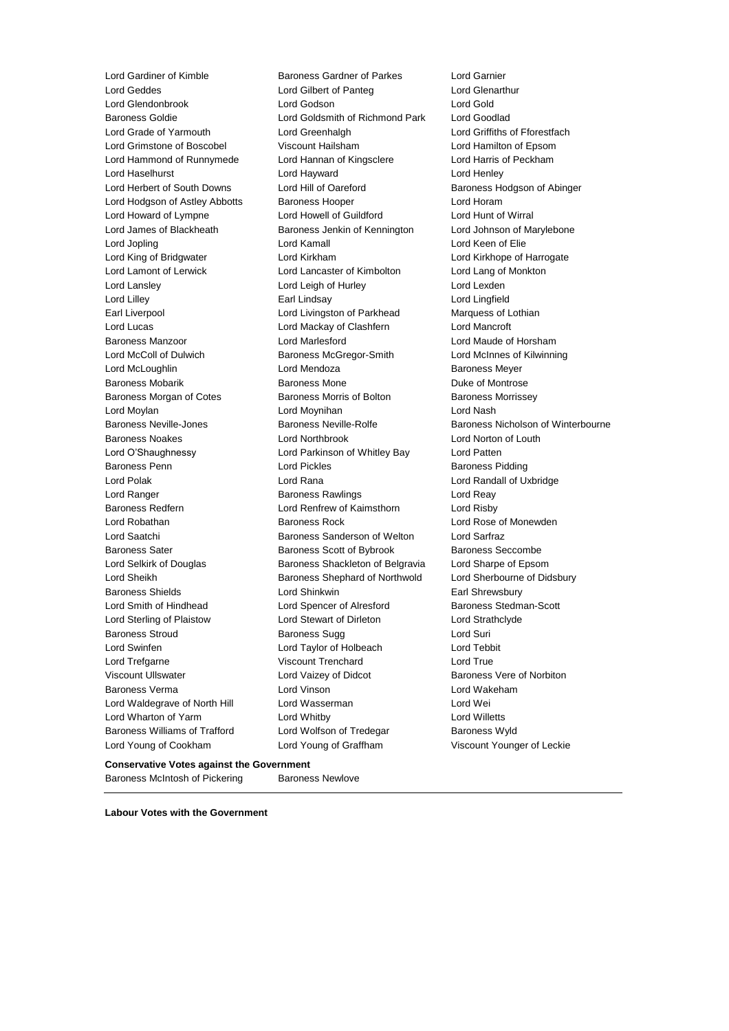Lord Gardiner of Kimble
Baroness Gardner of Parkes
Lord Garnier
Lord Geddes
Lord Gilbert of Panteg
Lord Glenarthur
Lord Glendonbrook
Lord Godson
Lord Gold
Baroness Goldie
Lord Goldsmith of Richmond Park
Lord Goodlad
Lord Grade of Yarmouth
Lord Greenhalgh
Lord Griffiths of Fforestfach
Lord Grimstone of Boscobel
Viscount Hailsham
Lord Hamilton of Epsom
Lord Hammond of Runnymede
Lord Hannan of Kingsclere
Lord Harris of Peckham
Lord Haselhurst
Lord Hayward
Lord Henley
Lord Herbert of South Downs
Lord Hill of Oareford
Baroness Hodgson of Abinger
Lord Hodgson of Astley Abbotts
Baroness Hooper
Lord Horam
Lord Howard of Lympne
Lord Howell of Guildford
Lord Hunt of Wirral
Lord James of Blackheath
Baroness Jenkin of Kennington
Lord Johnson of Marylebone
Lord Jopling
Lord Kamall
Lord Keen of Elie
Lord King of Bridgwater
Lord Kirkham
Lord Kirkhope of Harrogate
Lord Lamont of Lerwick
Lord Lancaster of Kimbolton
Lord Lang of Monkton
Lord Lansley
Lord Leigh of Hurley
Lord Lexden
Lord Lilley
Earl Lindsay
Lord Lingfield
Earl Liverpool
Lord Livingston of Parkhead
Marquess of Lothian
Lord Lucas
Lord Mackay of Clashfern
Lord Mancroft
Baroness Manzoor
Lord Marlesford
Lord Maude of Horsham
Lord McColl of Dulwich
Baroness McGregor-Smith
Lord McInnes of Kilwinning
Lord McLoughlin
Lord Mendoza
Baroness Meyer
Baroness Mobarik
Baroness Mone
Duke of Montrose
Baroness Morgan of Cotes
Baroness Morris of Bolton
Baroness Morrissey
Lord Moylan
Lord Moynihan
Lord Nash
Baroness Neville-Jones
Baroness Neville-Rolfe
Baroness Nicholson of Winterbourne
Baroness Noakes
Lord Northbrook
Lord Norton of Louth
Lord O'Shaughnessy
Lord Parkinson of Whitley Bay
Lord Patten
Baroness Penn
Lord Pickles
Baroness Pidding
Lord Polak
Lord Rana
Lord Randall of Uxbridge
Lord Ranger
Baroness Rawlings
Lord Reay
Baroness Redfern
Lord Renfrew of Kaimsthorn
Lord Risby
Lord Robathan
Baroness Rock
Lord Rose of Monewden
Lord Saatchi
Baroness Sanderson of Welton
Lord Sarfraz
Baroness Sater
Baroness Scott of Bybrook
Baroness Seccombe
Lord Selkirk of Douglas
Baroness Shackleton of Belgravia
Lord Sharpe of Epsom
Lord Sheikh
Baroness Shephard of Northwold
Lord Sherbourne of Didsbury
Baroness Shields
Lord Shinkwin
Earl Shrewsbury
Lord Smith of Hindhead
Lord Spencer of Alresford
Baroness Stedman-Scott
Lord Sterling of Plaistow
Lord Stewart of Dirleton
Lord Strathclyde
Baroness Stroud
Baroness Sugg
Lord Suri
Lord Swinfen
Lord Taylor of Holbeach
Lord Tebbit
Lord Trefgarne
Viscount Trenchard
Lord True
Viscount Ullswater
Lord Vaizey of Didcot
Baroness Vere of Norbiton
Baroness Verma
Lord Vinson
Lord Wakeham
Lord Waldegrave of North Hill
Lord Wasserman
Lord Wei
Lord Wharton of Yarm
Lord Whitby
Lord Willetts
Baroness Williams of Trafford
Lord Wolfson of Tredegar
Baroness Wyld
Lord Young of Cookham
Lord Young of Graffham
Viscount Younger of Leckie

**Conservative Votes against the Government**

Baroness McIntosh of Pickering
Baroness Newlove

---

**Labour Votes with the Government**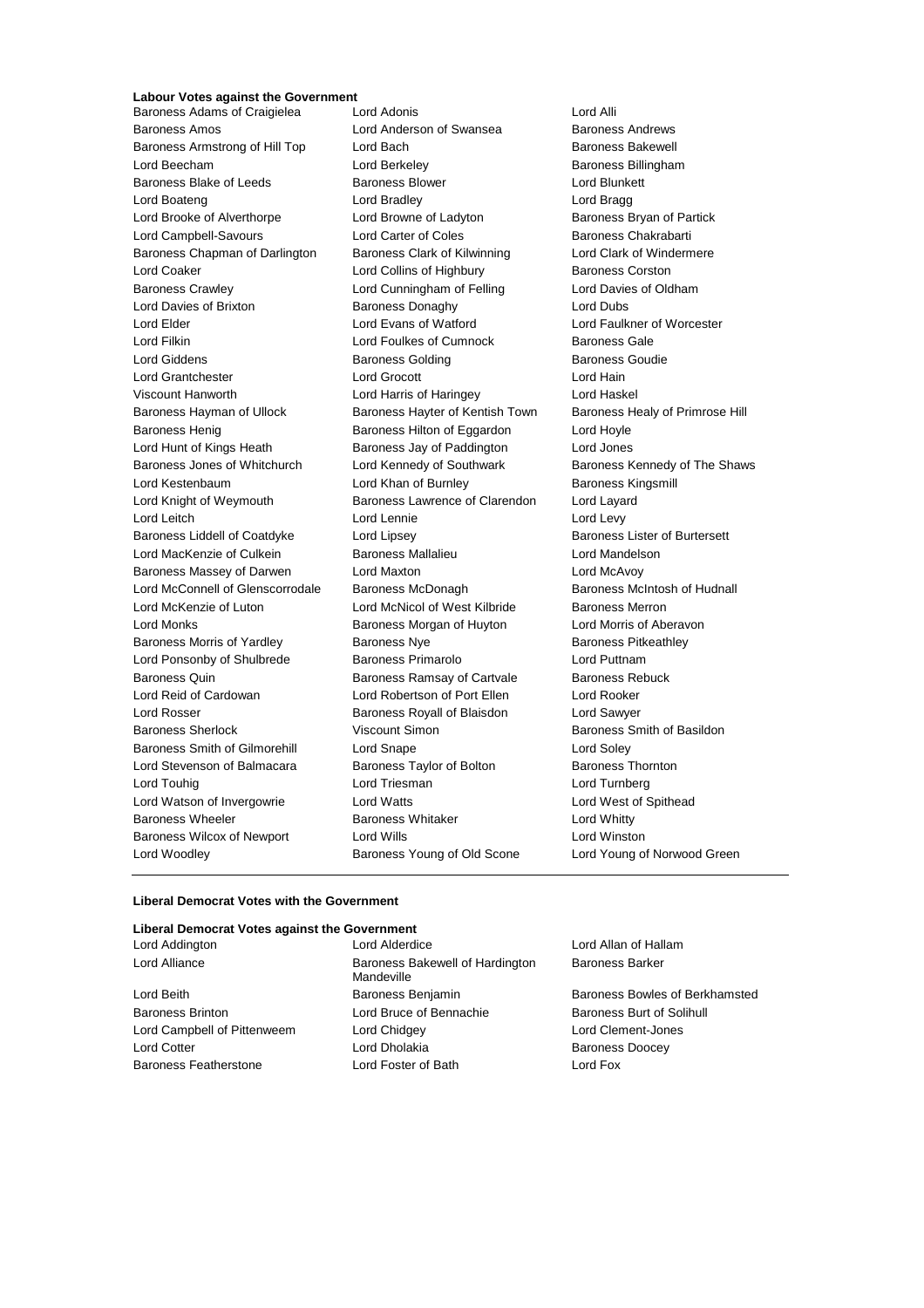**Labour Votes against the Government**

Baroness Adams of Craigielea, Lord Adonis, Lord Alli, Baroness Amos, Lord Anderson of Swansea, Baroness Andrews, Baroness Armstrong of Hill Top, Lord Bach, Baroness Bakewell, Lord Beecham, Lord Berkeley, Baroness Billingham, Baroness Blake of Leeds, Baroness Blower, Lord Blunkett, Lord Boateng, Lord Bradley, Lord Bragg, Lord Brooke of Alverthorpe, Lord Browne of Ladyton, Baroness Bryan of Partick, Lord Campbell-Savours, Lord Carter of Coles, Baroness Chakrabarti, Baroness Chapman of Darlington, Baroness Clark of Kilwinning, Lord Clark of Windermere, Lord Coaker, Lord Collins of Highbury, Baroness Corston, Baroness Crawley, Lord Cunningham of Felling, Lord Davies of Oldham, Lord Davies of Brixton, Baroness Donaghy, Lord Dubs, Lord Elder, Lord Evans of Watford, Lord Faulkner of Worcester, Lord Filkin, Lord Foulkes of Cumnock, Baroness Gale, Lord Giddens, Baroness Golding, Baroness Goudie, Lord Grantchester, Lord Grocott, Lord Hain, Viscount Hanworth, Lord Harris of Haringey, Lord Haskel, Baroness Hayman of Ullock, Baroness Hayter of Kentish Town, Baroness Healy of Primrose Hill, Baroness Henig, Baroness Hilton of Eggardon, Lord Hoyle, Lord Hunt of Kings Heath, Baroness Jay of Paddington, Lord Jones, Baroness Jones of Whitchurch, Lord Kennedy of Southwark, Baroness Kennedy of The Shaws, Lord Kestenbaum, Lord Khan of Burnley, Baroness Kingsmill, Lord Knight of Weymouth, Baroness Lawrence of Clarendon, Lord Layard, Lord Leitch, Lord Lennie, Lord Levy, Baroness Liddell of Coatdyke, Lord Lipsey, Baroness Lister of Burtersett, Lord MacKenzie of Culkein, Baroness Mallalieu, Lord Mandelson, Baroness Massey of Darwen, Lord Maxton, Lord McAvoy, Lord McConnell of Glenscorrodale, Baroness McDonagh, Baroness McIntosh of Hudnall, Lord McKenzie of Luton, Lord McNicol of West Kilbride, Baroness Merron, Lord Monks, Baroness Morgan of Huyton, Lord Morris of Aberavon, Baroness Morris of Yardley, Baroness Nye, Baroness Pitkeathley, Lord Ponsonby of Shulbrede, Baroness Primarolo, Lord Puttnam, Baroness Quin, Baroness Ramsay of Cartvale, Baroness Rebuck, Lord Reid of Cardowan, Lord Robertson of Port Ellen, Lord Rooker, Lord Rosser, Baroness Royall of Blaisdon, Lord Sawyer, Baroness Sherlock, Viscount Simon, Baroness Smith of Basildon, Baroness Smith of Gilmorehill, Lord Snape, Lord Soley, Lord Stevenson of Balmacara, Baroness Taylor of Bolton, Baroness Thornton, Lord Touhig, Lord Triesman, Lord Turnberg, Lord Watson of Invergowrie, Lord Watts, Lord West of Spithead, Baroness Wheeler, Baroness Whitaker, Lord Whitty, Baroness Wilcox of Newport, Lord Wills, Lord Winston, Lord Woodley, Baroness Young of Old Scone, Lord Young of Norwood Green

---

**Liberal Democrat Votes with the Government**

**Liberal Democrat Votes against the Government**

Lord Addington, Lord Alderdice, Lord Allan of Hallam, Lord Alliance, Baroness Bakewell of Hardington Mandeville, Baroness Barker, Lord Beith, Baroness Benjamin, Baroness Bowles of Berkhamsted, Baroness Brinton, Lord Bruce of Bennachie, Baroness Burt of Solihull, Lord Campbell of Pittenweem, Lord Chidgey, Lord Clement-Jones, Lord Cotter, Lord Dholakia, Baroness Doocey, Baroness Featherstone, Lord Foster of Bath, Lord Fox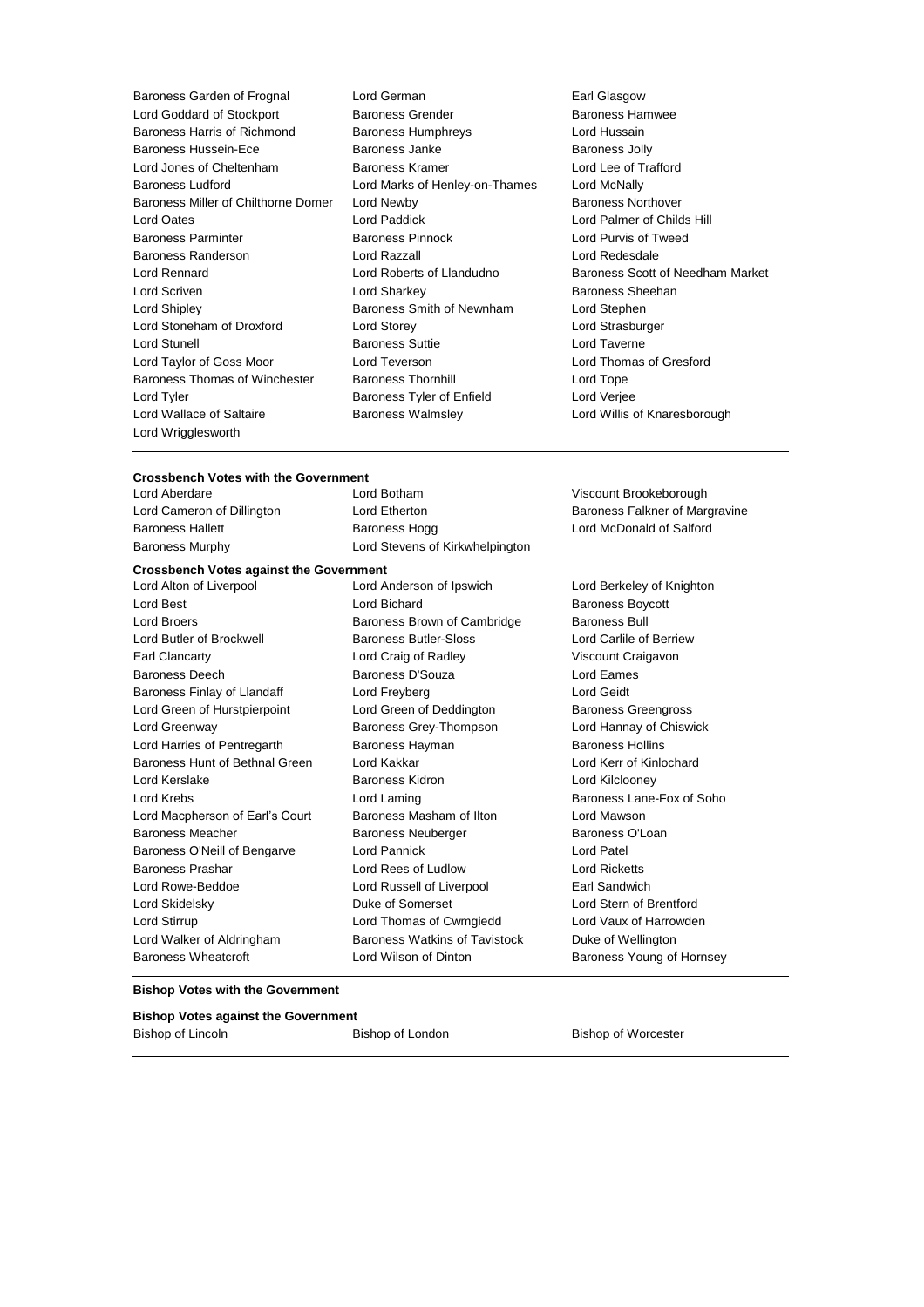Baroness Garden of Frognal
Lord German
Earl Glasgow
Lord Goddard of Stockport
Baroness Grender
Baroness Hamwee
Baroness Harris of Richmond
Baroness Humphreys
Lord Hussain
Baroness Hussein-Ece
Baroness Janke
Baroness Jolly
Lord Jones of Cheltenham
Baroness Kramer
Lord Lee of Trafford
Baroness Ludford
Lord Marks of Henley-on-Thames
Lord McNally
Baroness Miller of Chilthorne Domer
Lord Newby
Baroness Northover
Lord Oates
Lord Paddick
Lord Palmer of Childs Hill
Baroness Parminter
Baroness Pinnock
Lord Purvis of Tweed
Baroness Randerson
Lord Razzall
Lord Redesdale
Lord Rennard
Lord Roberts of Llandudno
Baroness Scott of Needham Market
Lord Scriven
Lord Sharkey
Baroness Sheehan
Lord Shipley
Baroness Smith of Newnham
Lord Stephen
Lord Stoneham of Droxford
Lord Storey
Lord Strasburger
Lord Stunell
Baroness Suttie
Lord Taverne
Lord Taylor of Goss Moor
Lord Teverson
Lord Thomas of Gresford
Baroness Thomas of Winchester
Baroness Thornhill
Lord Tope
Lord Tyler
Baroness Tyler of Enfield
Lord Verjee
Lord Wallace of Saltaire
Baroness Walmsley
Lord Willis of Knaresborough
Lord Wrigglesworth

**Crossbench Votes with the Government**

Lord Aberdare
Lord Botham
Viscount Brookeborough
Lord Cameron of Dillington
Lord Etherton
Baroness Falkner of Margravine
Baroness Hallett
Baroness Hogg
Lord McDonald of Salford
Baroness Murphy
Lord Stevens of Kirkwhelpington

**Crossbench Votes against the Government**

Lord Alton of Liverpool
Lord Anderson of Ipswich
Lord Berkeley of Knighton
Lord Best
Lord Bichard
Baroness Boycott
Lord Broers
Baroness Brown of Cambridge
Baroness Bull
Lord Butler of Brockwell
Baroness Butler-Sloss
Lord Carlile of Berriew
Earl Clancarty
Lord Craig of Radley
Viscount Craigavon
Baroness Deech
Baroness D'Souza
Lord Eames
Baroness Finlay of Llandaff
Lord Freyberg
Lord Geidt
Lord Green of Hurstpierpoint
Lord Green of Deddington
Baroness Greengross
Lord Greenway
Baroness Grey-Thompson
Lord Hannay of Chiswick
Lord Harries of Pentregarth
Baroness Hayman
Baroness Hollins
Baroness Hunt of Bethnal Green
Lord Kakkar
Lord Kerr of Kinlochard
Lord Kerslake
Baroness Kidron
Lord Kilclooney
Lord Krebs
Lord Laming
Baroness Lane-Fox of Soho
Lord Macpherson of Earl's Court
Baroness Masham of Ilton
Lord Mawson
Baroness Meacher
Baroness Neuberger
Baroness O'Loan
Baroness O'Neill of Bengarve
Lord Pannick
Lord Patel
Baroness Prashar
Lord Rees of Ludlow
Lord Ricketts
Lord Rowe-Beddoe
Lord Russell of Liverpool
Earl Sandwich
Lord Skidelsky
Duke of Somerset
Lord Stern of Brentford
Lord Stirrup
Lord Thomas of Cwmgiedd
Lord Vaux of Harrowden
Lord Walker of Aldringham
Baroness Watkins of Tavistock
Duke of Wellington
Baroness Wheatcroft
Lord Wilson of Dinton
Baroness Young of Hornsey

**Bishop Votes with the Government**

**Bishop Votes against the Government**

Bishop of Lincoln
Bishop of London
Bishop of Worcester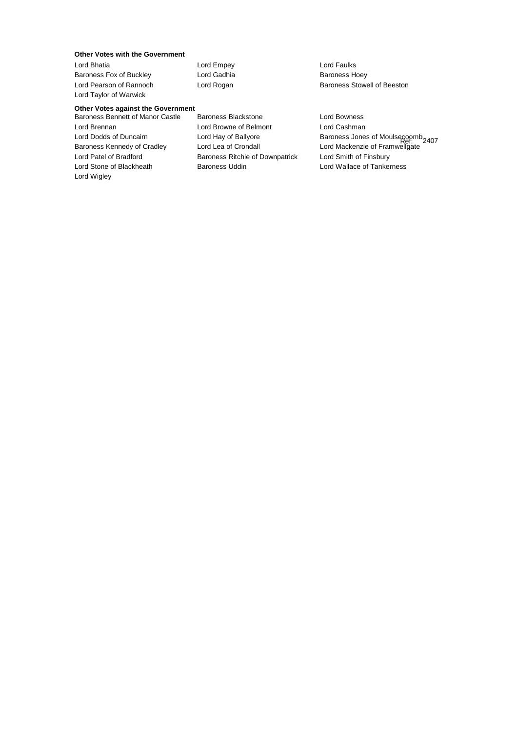**Other Votes with the Government**

Lord Bhatia
Lord Empey
Lord Faulks
Baroness Fox of Buckley
Lord Gadhia
Baroness Hoey
Lord Pearson of Rannoch
Lord Rogan
Baroness Stowell of Beeston
Lord Taylor of Warwick

**Other Votes against the Government**

Baroness Bennett of Manor Castle
Baroness Blackstone
Lord Bowness
Lord Brennan
Lord Browne of Belmont
Lord Cashman
Lord Dodds of Duncairn
Lord Hay of Ballyore
Baroness Jones of Moulsecoomb
Baroness Kennedy of Cradley
Lord Lea of Crondall
Lord Mackenzie of Framwellgate
Lord Patel of Bradford
Baroness Ritchie of Downpatrick
Lord Smith of Finsbury
Lord Stone of Blackheath
Baroness Uddin
Lord Wallace of Tankerness
Lord Wigley

Ref: 2407